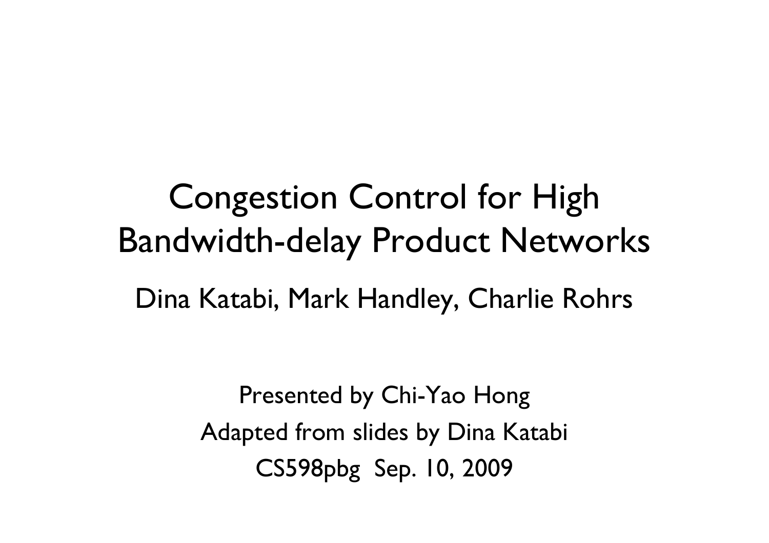# Congestion Control for High Bandwidth-delay Product Networks

Dina Katabi, Mark Handley, Charlie Rohrs

Presented by Chi-Yao Hong

Adapted from slides by Dina Katabi

CS598pbg Sep. 10, 2009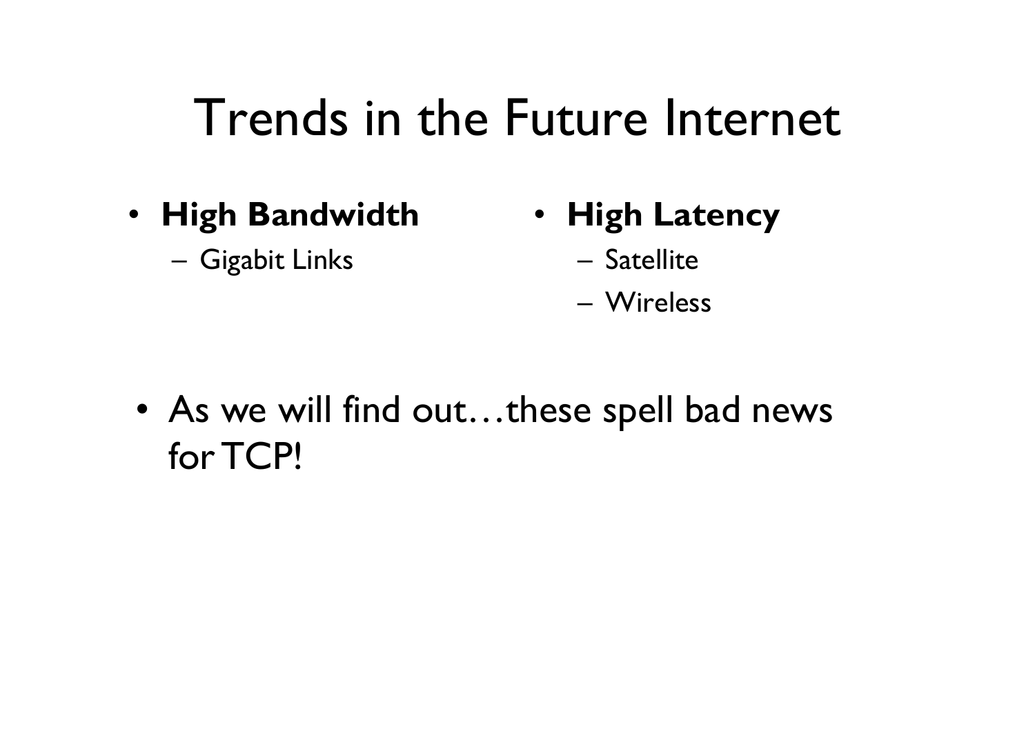# Trends in the Future Internet

- **High Bandwidth**
  - Gigabit Links
- **High Latency**
  - Satellite
  - Wireless

- As we will find out…these spell bad news for TCP!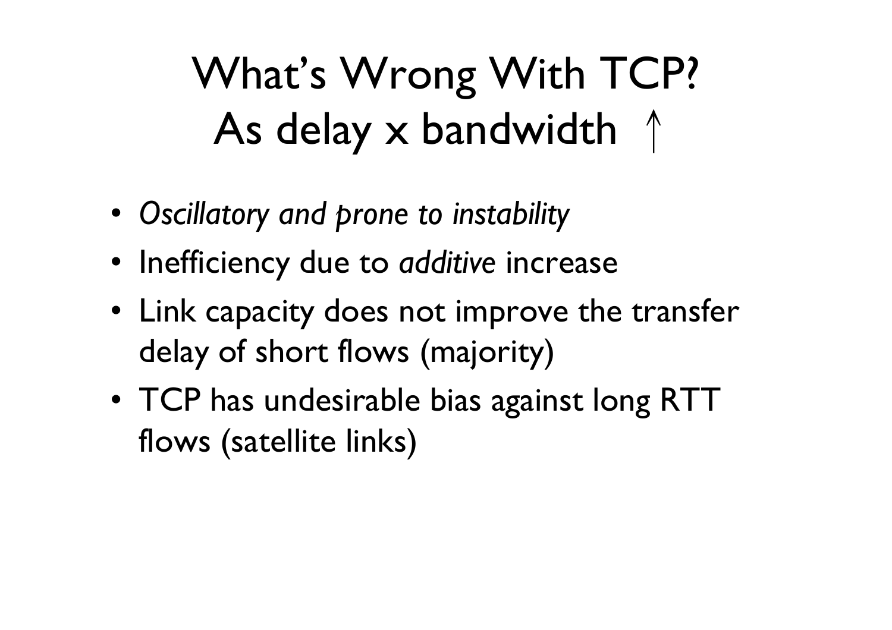# What's Wrong With TCP? As delay x bandwidth ↑

- *Oscillatory and prone to instability*
- Inefficiency due to *additive* increase
- Link capacity does not improve the transfer delay of short flows (majority)
- TCP has undesirable bias against long RTT flows (satellite links)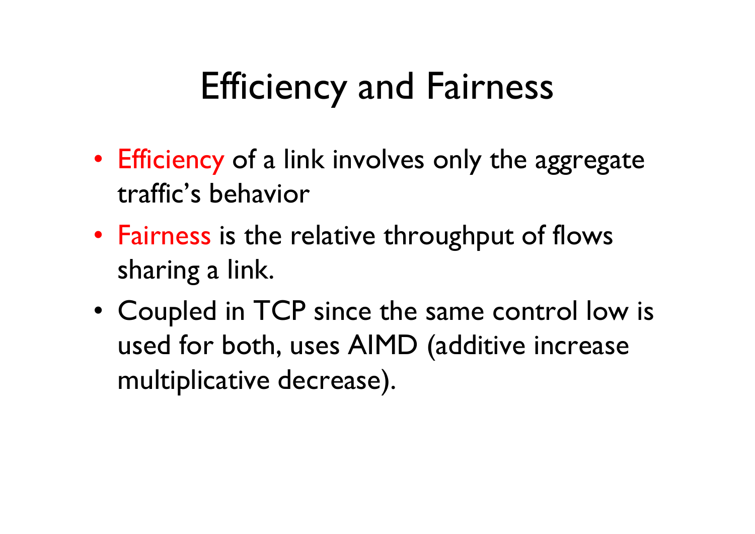# Efficiency and Fairness

- Efficiency of a link involves only the aggregate traffic's behavior
- Fairness is the relative throughput of flows sharing a link.
- Coupled in TCP since the same control low is used for both, uses AIMD (additive increase multiplicative decrease).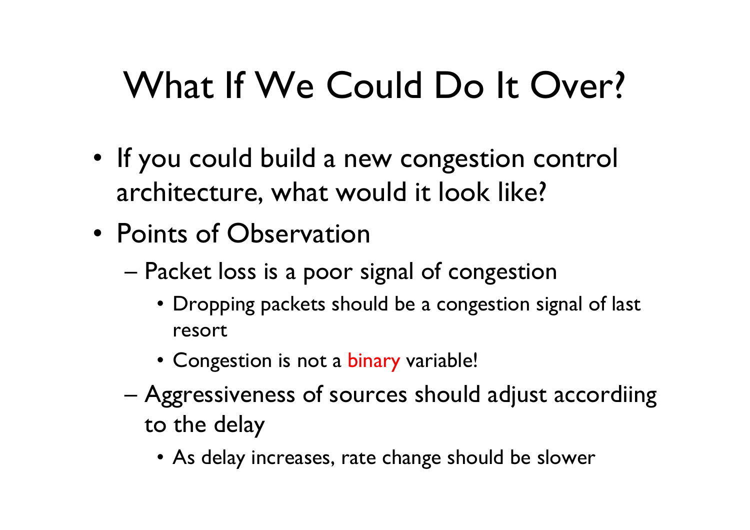# What If We Could Do It Over?

- If you could build a new congestion control architecture, what would it look like?
- Points of Observation
  - Packet loss is a poor signal of congestion
    - Dropping packets should be a congestion signal of last resort
    - Congestion is not a binary variable!
  - Aggressiveness of sources should adjust accordiing to the delay
    - As delay increases, rate change should be slower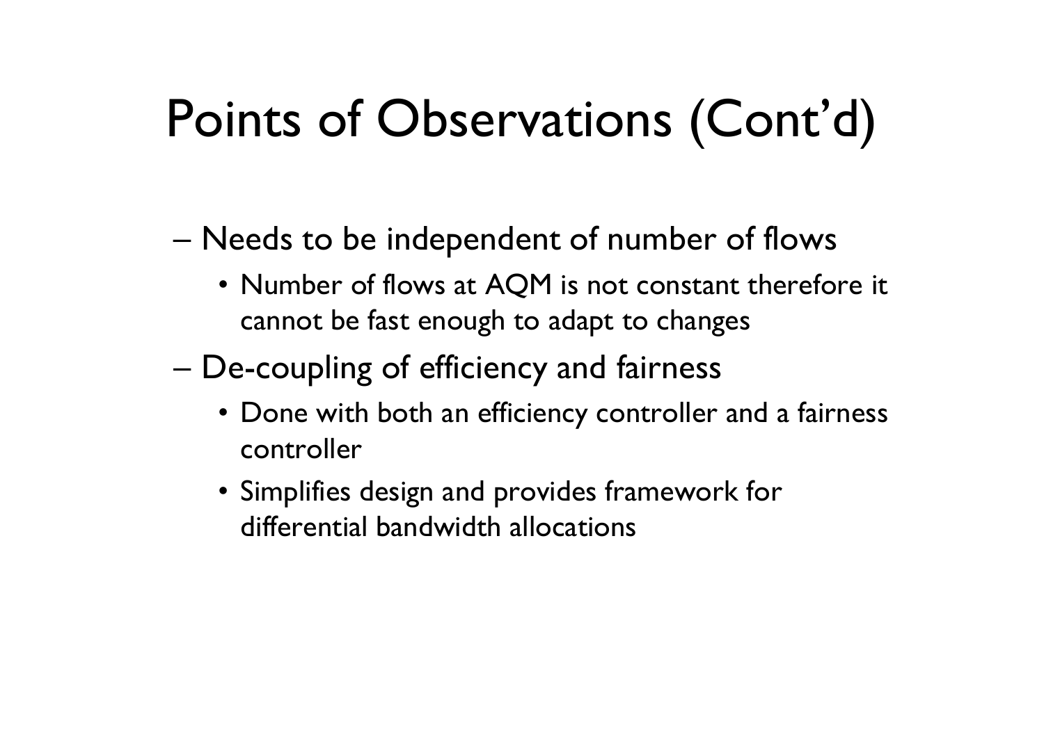# Points of Observations (Cont'd)

- Needs to be independent of number of flows
  - Number of flows at AQM is not constant therefore it cannot be fast enough to adapt to changes
- De-coupling of efficiency and fairness
  - Done with both an efficiency controller and a fairness controller
  - Simplifies design and provides framework for differential bandwidth allocations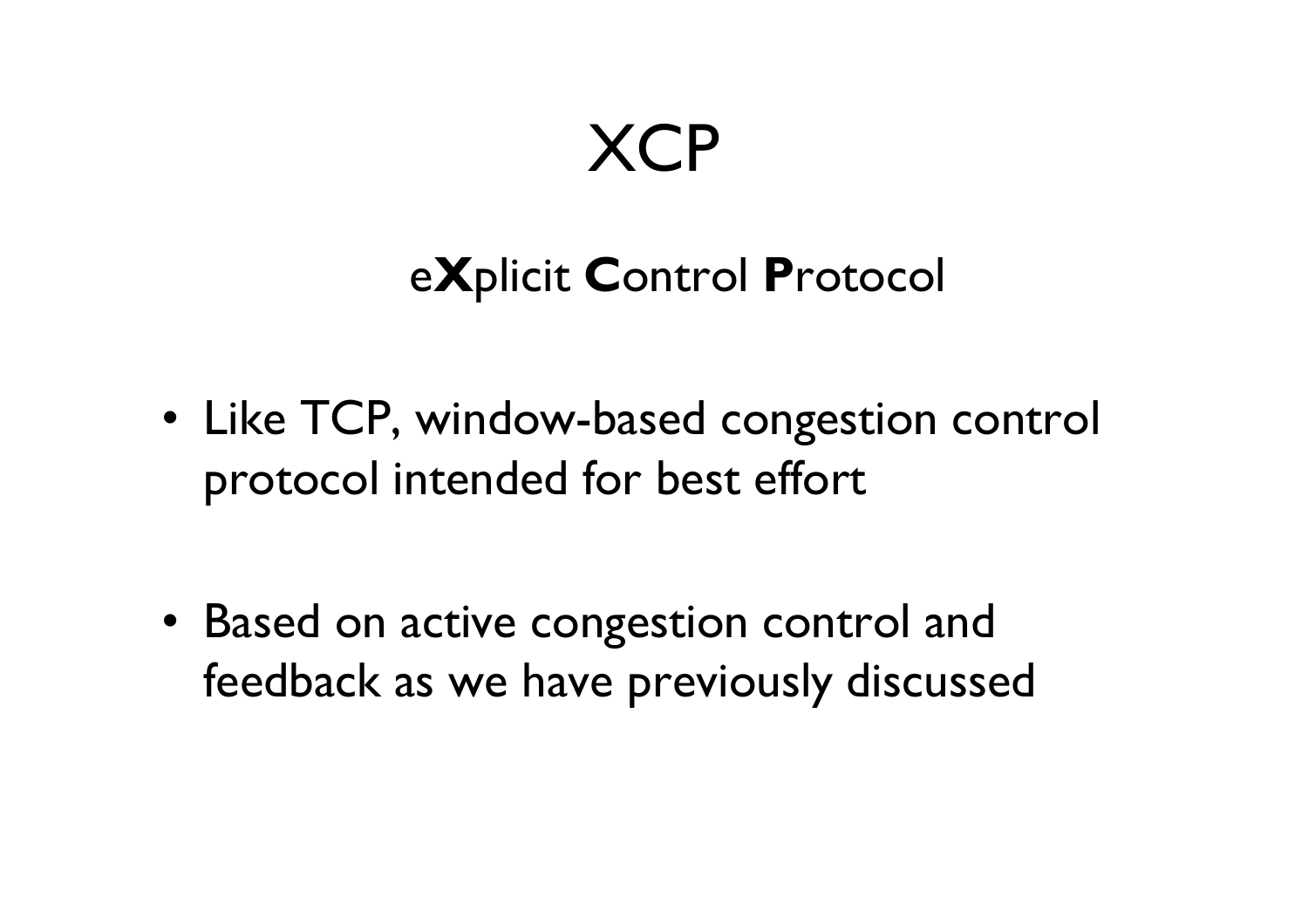# XCP

e**X**plicit **C**ontrol **P**rotocol

- Like TCP, window-based congestion control protocol intended for best effort
- Based on active congestion control and feedback as we have previously discussed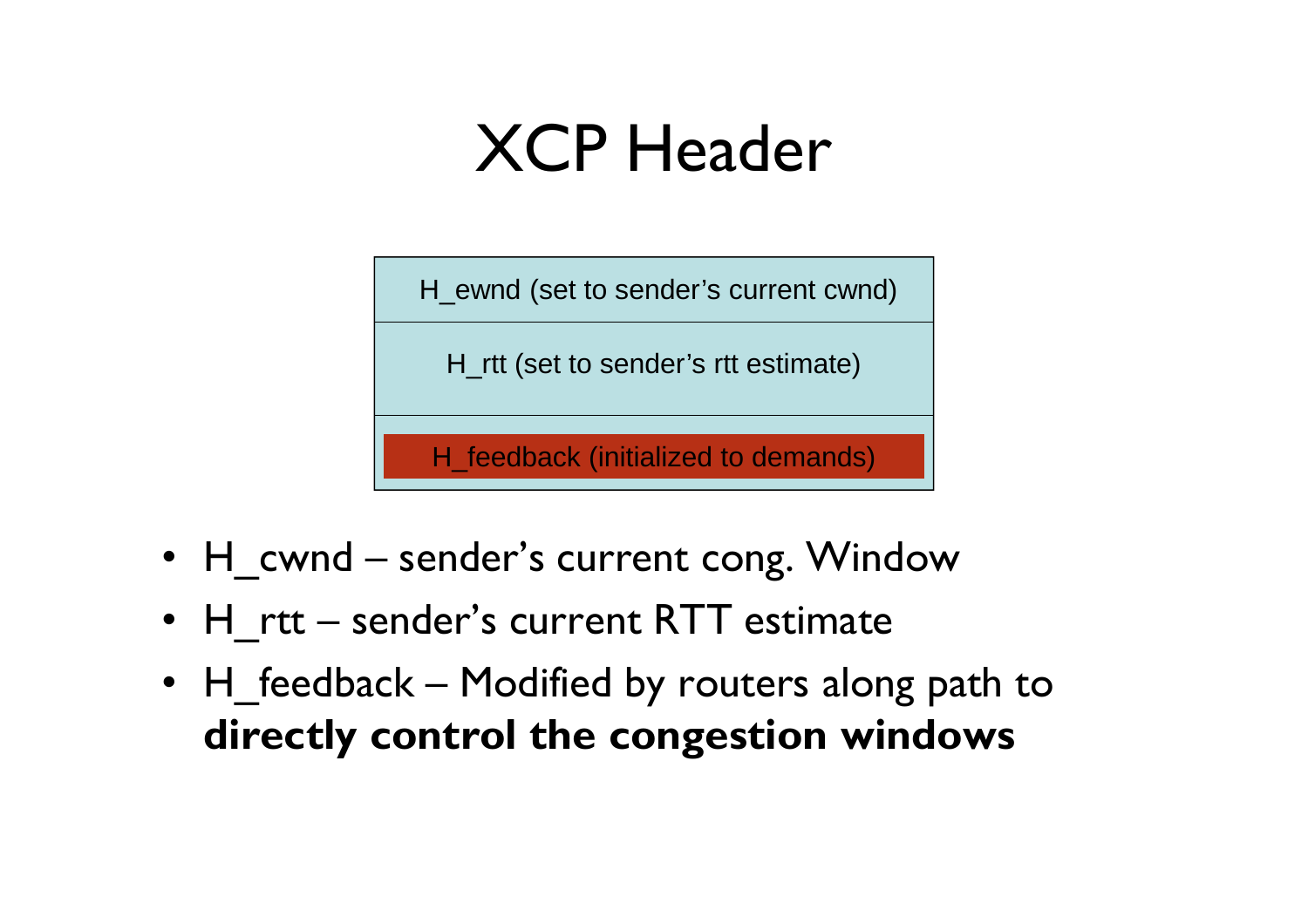# XCP Header

| H_ewnd (set to sender's current cwnd) |
| --- |
| H_rtt (set to sender's rtt estimate) |
| H_feedback (initialized to demands) |

- H_cwnd – sender's current cong. Window
- H_rtt – sender's current RTT estimate
- H_feedback – Modified by routers along path to **directly control the congestion windows**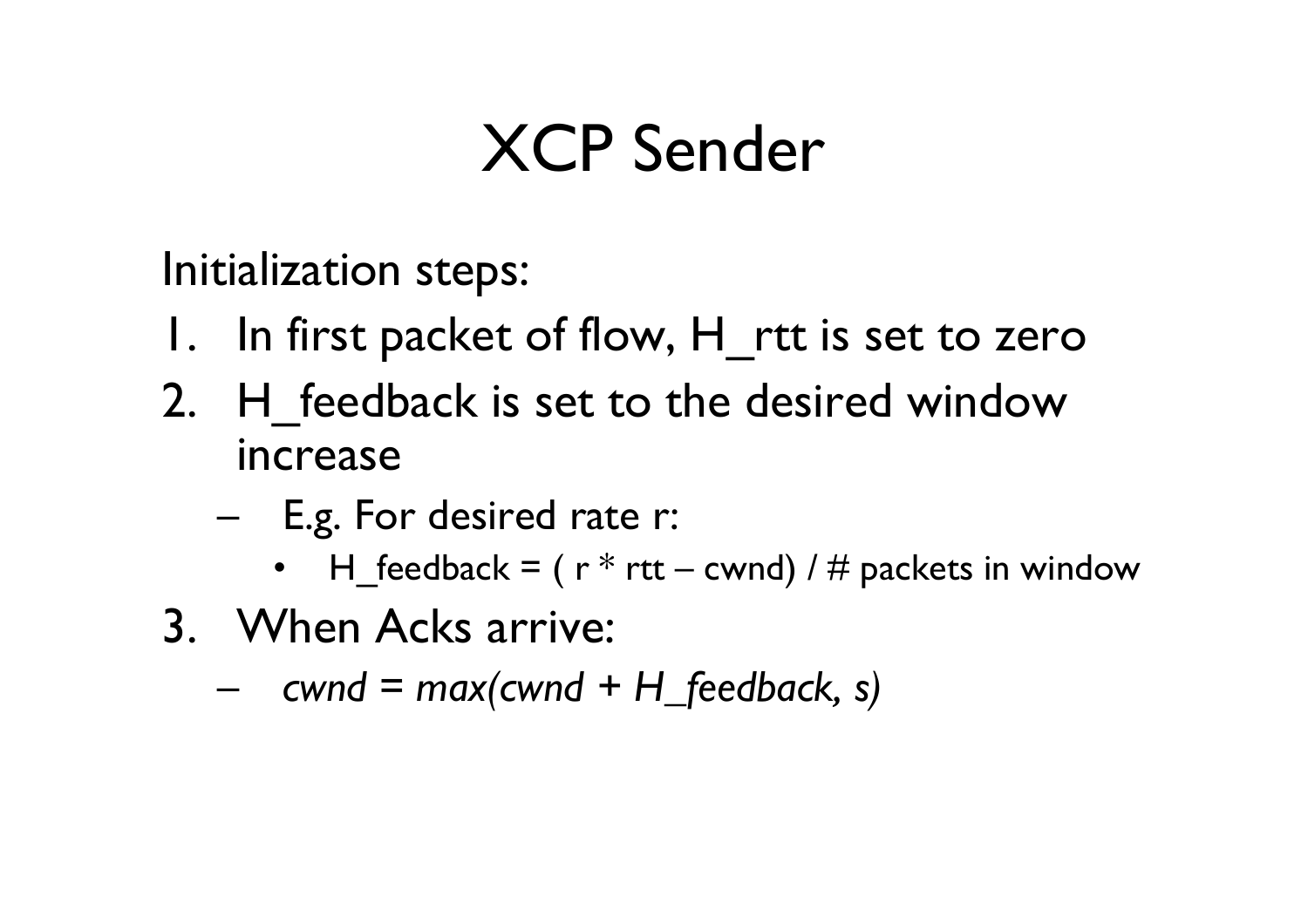# XCP Sender

Initialization steps:

1. In first packet of flow, H_rtt is set to zero
2. H_feedback is set to the desired window increase
   - E.g. For desired rate r:
     - H_feedback = ( r * rtt – cwnd) / # packets in window
3. When Acks arrive:
   - *cwnd = max(cwnd + H_feedback, s)*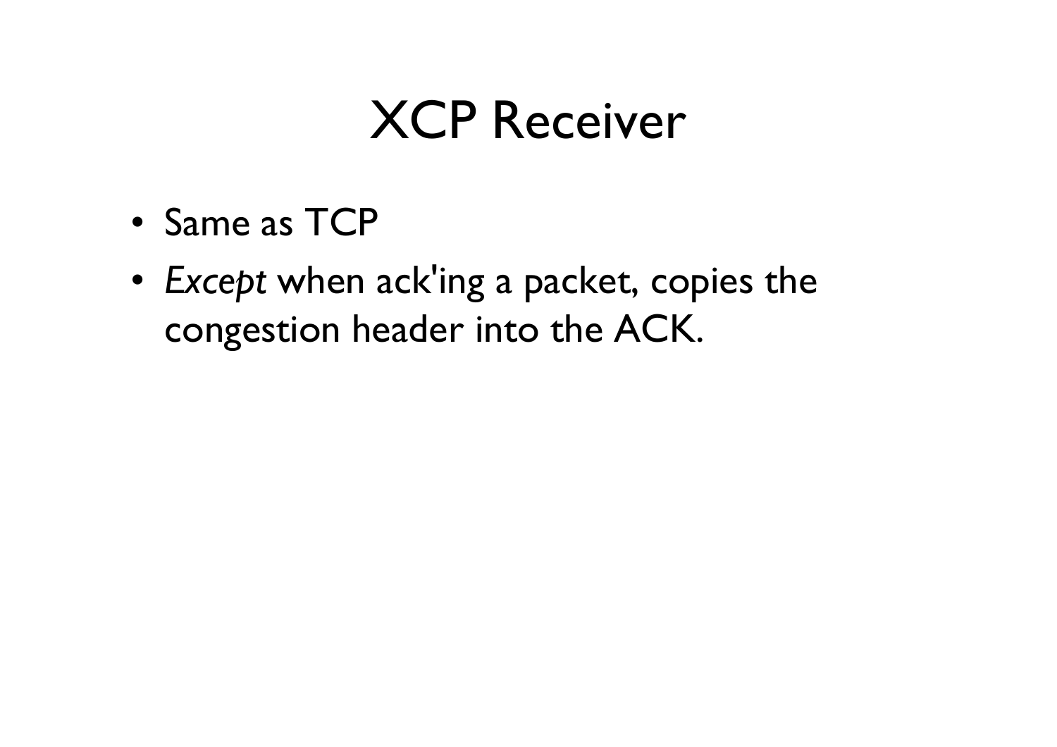# XCP Receiver

- Same as TCP
- *Except* when ack'ing a packet, copies the congestion header into the ACK.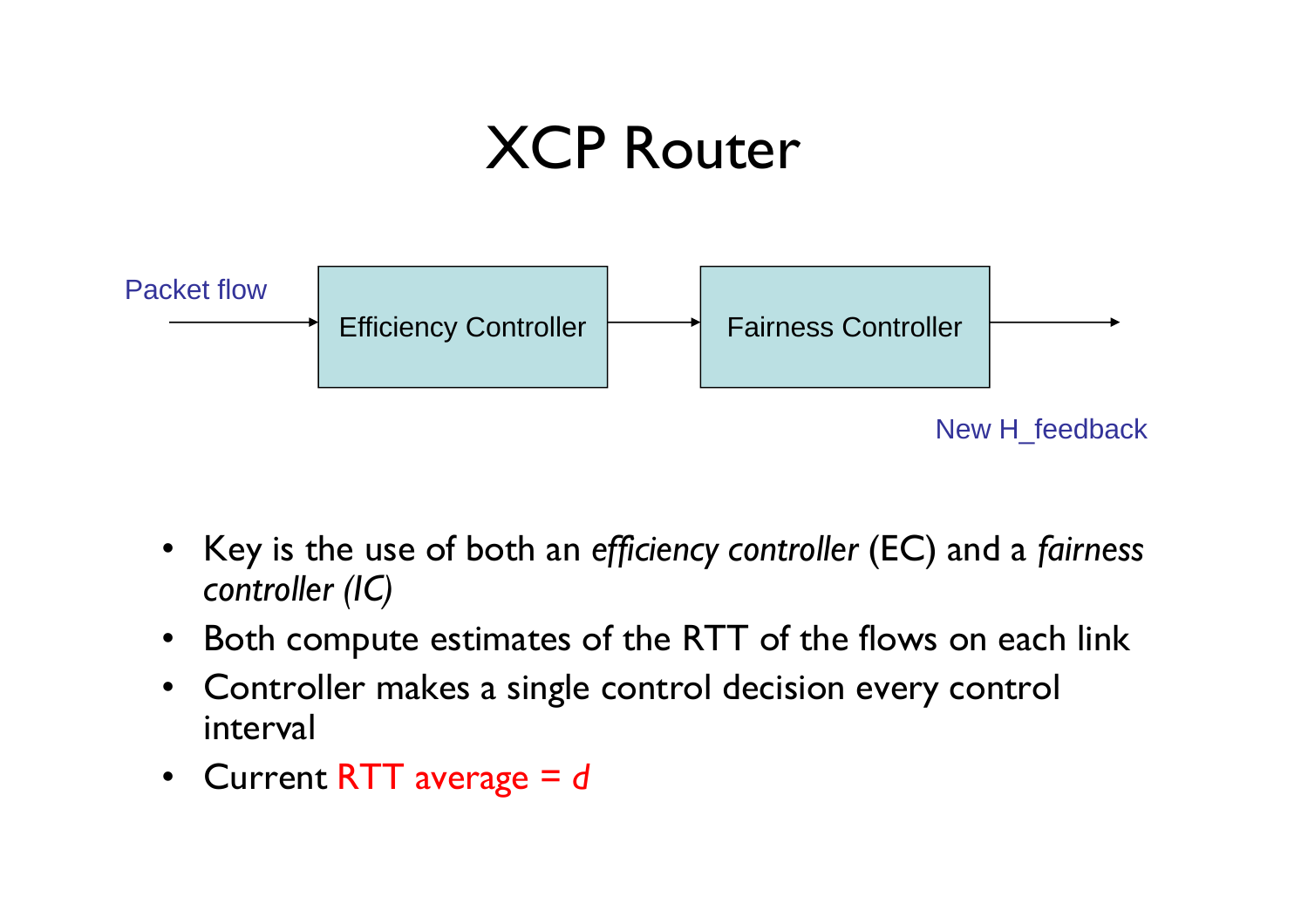# XCP Router

Packet flow → Efficiency Controller → Fairness Controller →

New H_feedback

- Key is the use of both an *efficiency controller* (EC) and a *fairness controller (IC)*
- Both compute estimates of the RTT of the flows on each link
- Controller makes a single control decision every control interval
- Current RTT average = *d*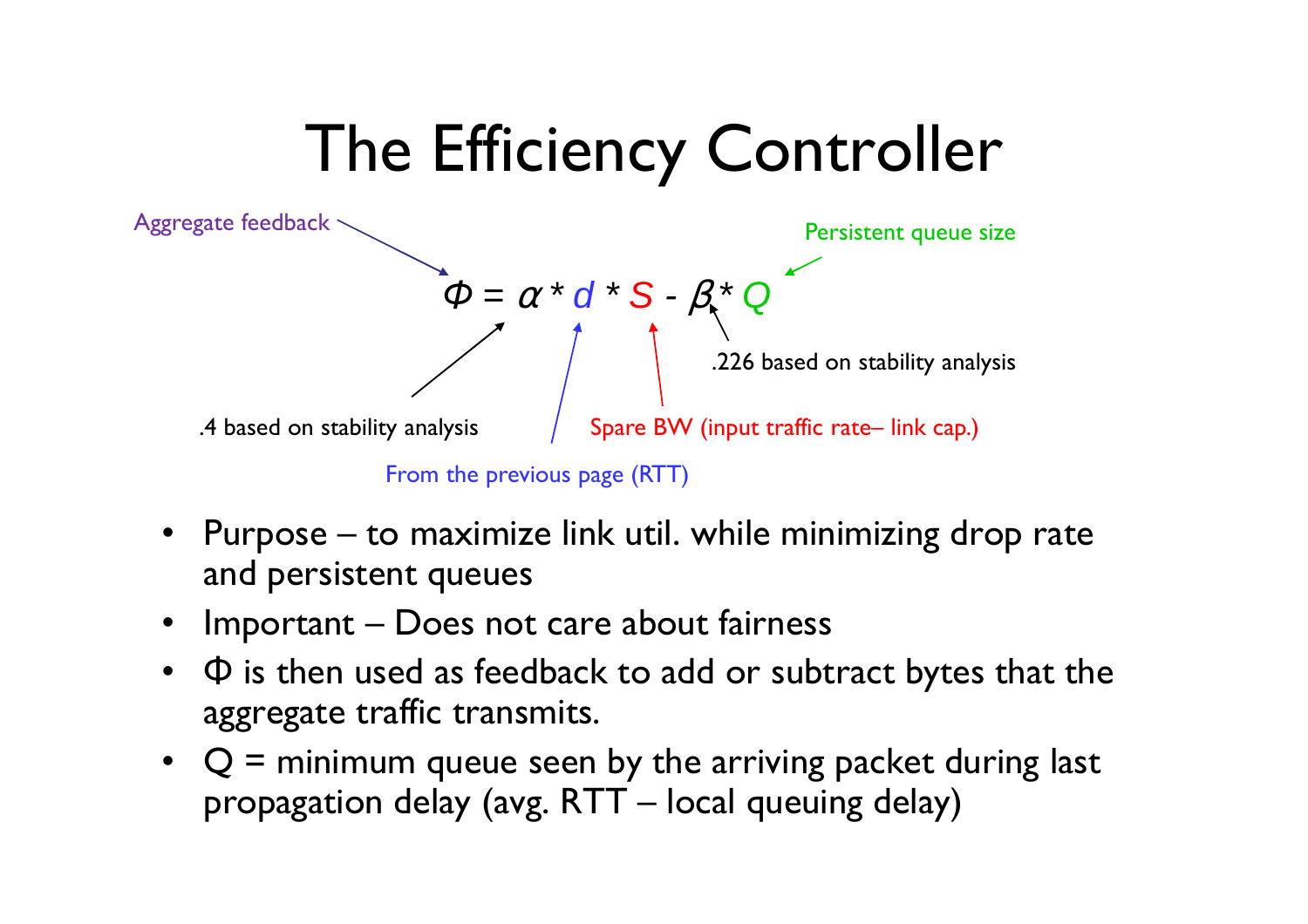# The Efficiency Controller

Aggregate feedback

Persistent queue size

$$\Phi = \alpha * d * S - \beta * Q$$

.226 based on stability analysis

.4 based on stability analysis

Spare BW (input traffic rate– link cap.)

From the previous page (RTT)

- Purpose – to maximize link util. while minimizing drop rate and persistent queues
- Important – Does not care about fairness
- $\Phi$ is then used as feedback to add or subtract bytes that the aggregate traffic transmits.
- Q = minimum queue seen by the arriving packet during last propagation delay (avg. RTT – local queuing delay)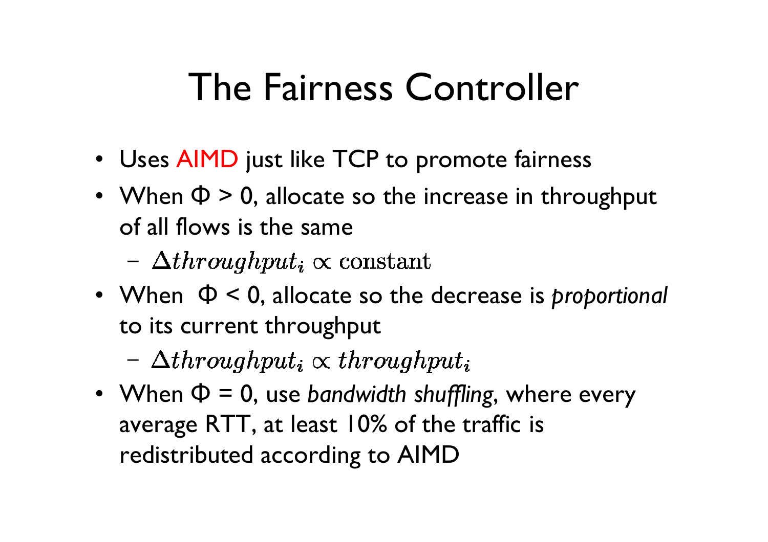# The Fairness Controller

- Uses AIMD just like TCP to promote fairness
- When $\Phi > 0$, allocate so the increase in throughput of all flows is the same
  - $\Delta throughput_i \propto \text{constant}$
- When $\Phi < 0$, allocate so the decrease is *proportional* to its current throughput
  - $\Delta throughput_i \propto throughput_i$
- When $\Phi = 0$, use *bandwidth shuffling*, where every average RTT, at least 10% of the traffic is redistributed according to AIMD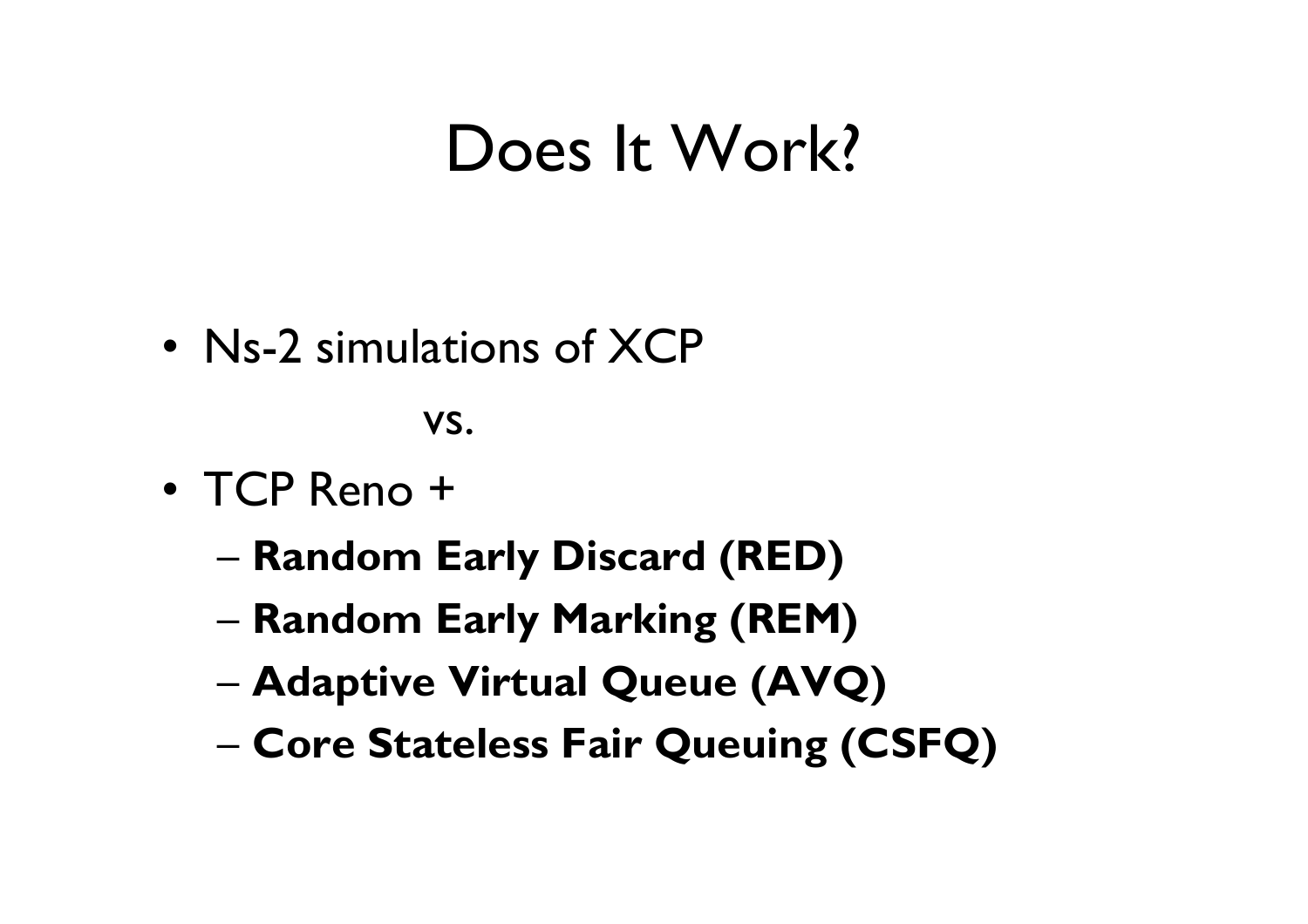# Does It Work?

- Ns-2 simulations of XCP

  vs.

- TCP Reno +
  - **Random Early Discard (RED)**
  - **Random Early Marking (REM)**
  - **Adaptive Virtual Queue (AVQ)**
  - **Core Stateless Fair Queuing (CSFQ)**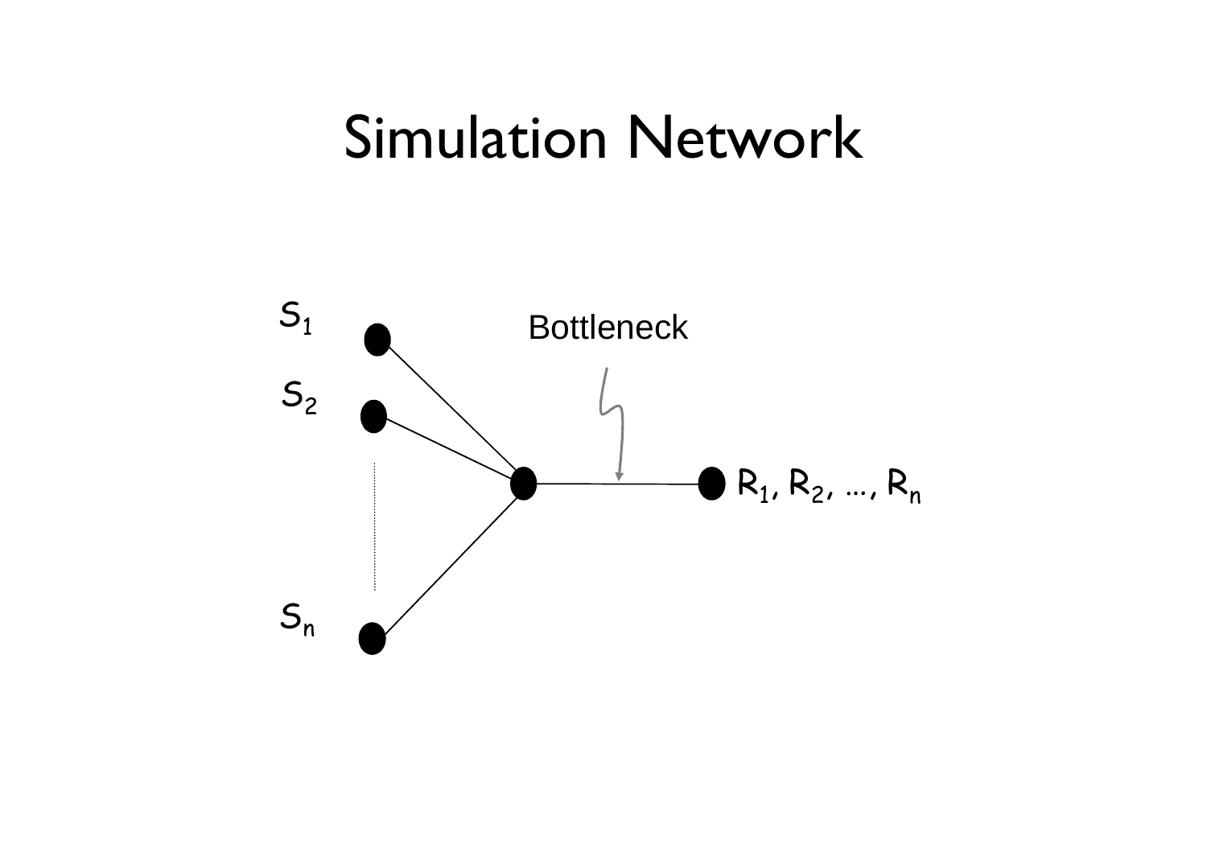# Simulation Network

$S_1$

Bottleneck

$S_2$

$R_1, R_2, \ldots, R_n$

$S_n$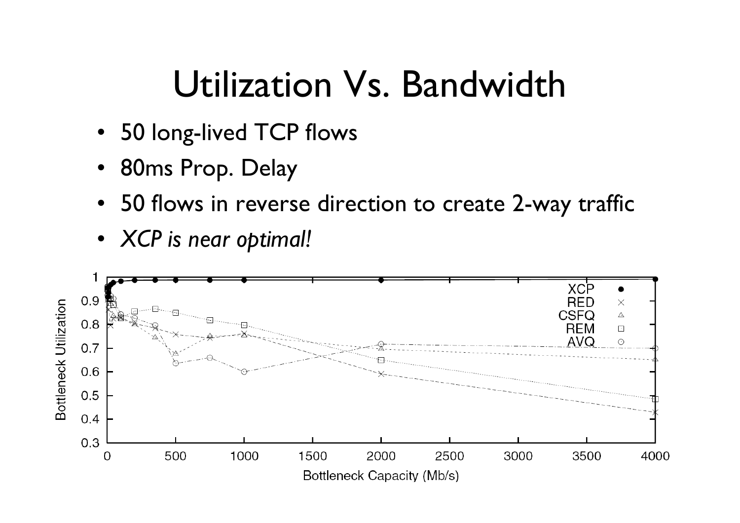# Utilization Vs. Bandwidth

- 50 long-lived TCP flows
- 80ms Prop. Delay
- 50 flows in reverse direction to create 2-way traffic
- *XCP is near optimal!*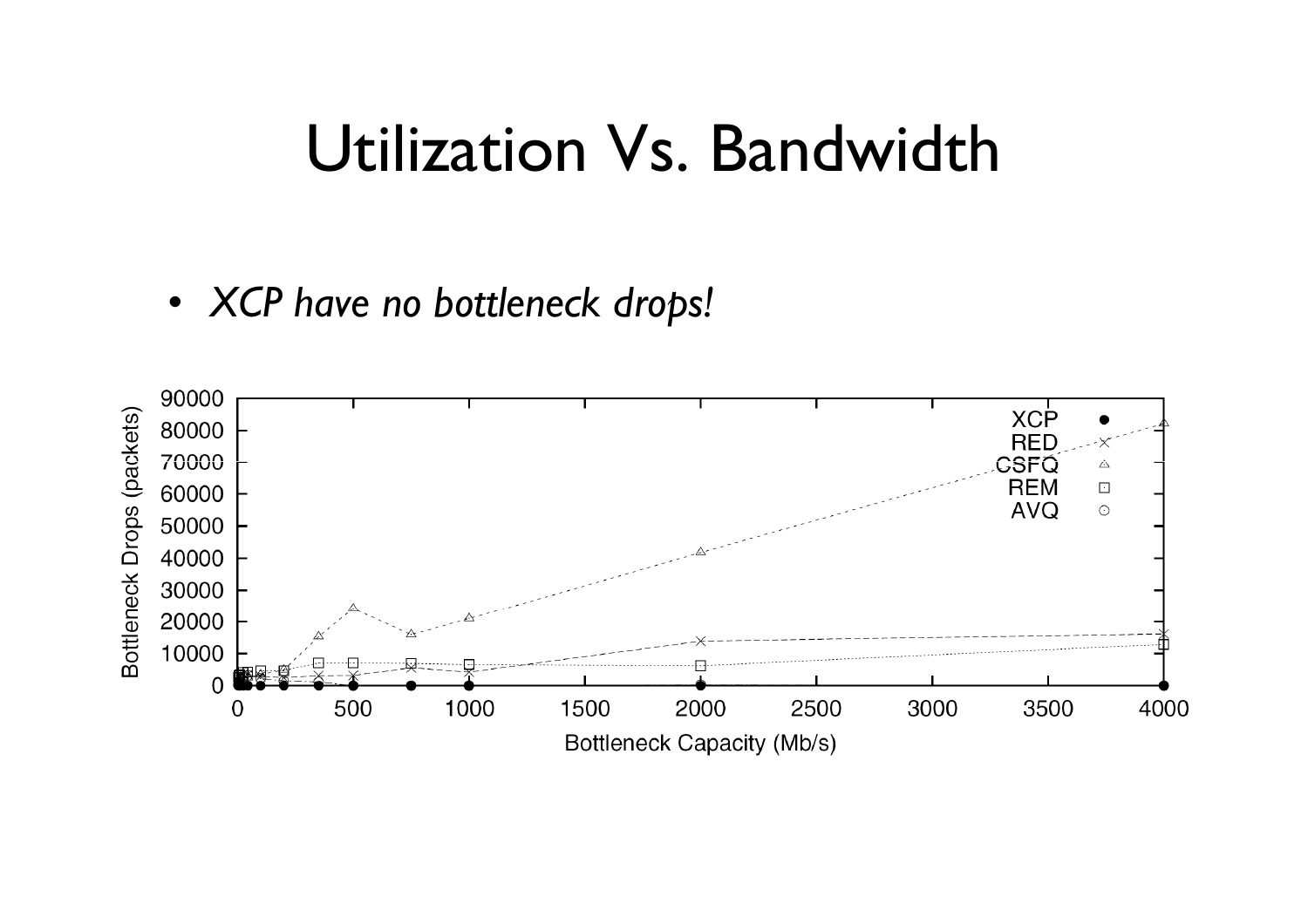# Utilization Vs. Bandwidth

- *XCP have no bottleneck drops!*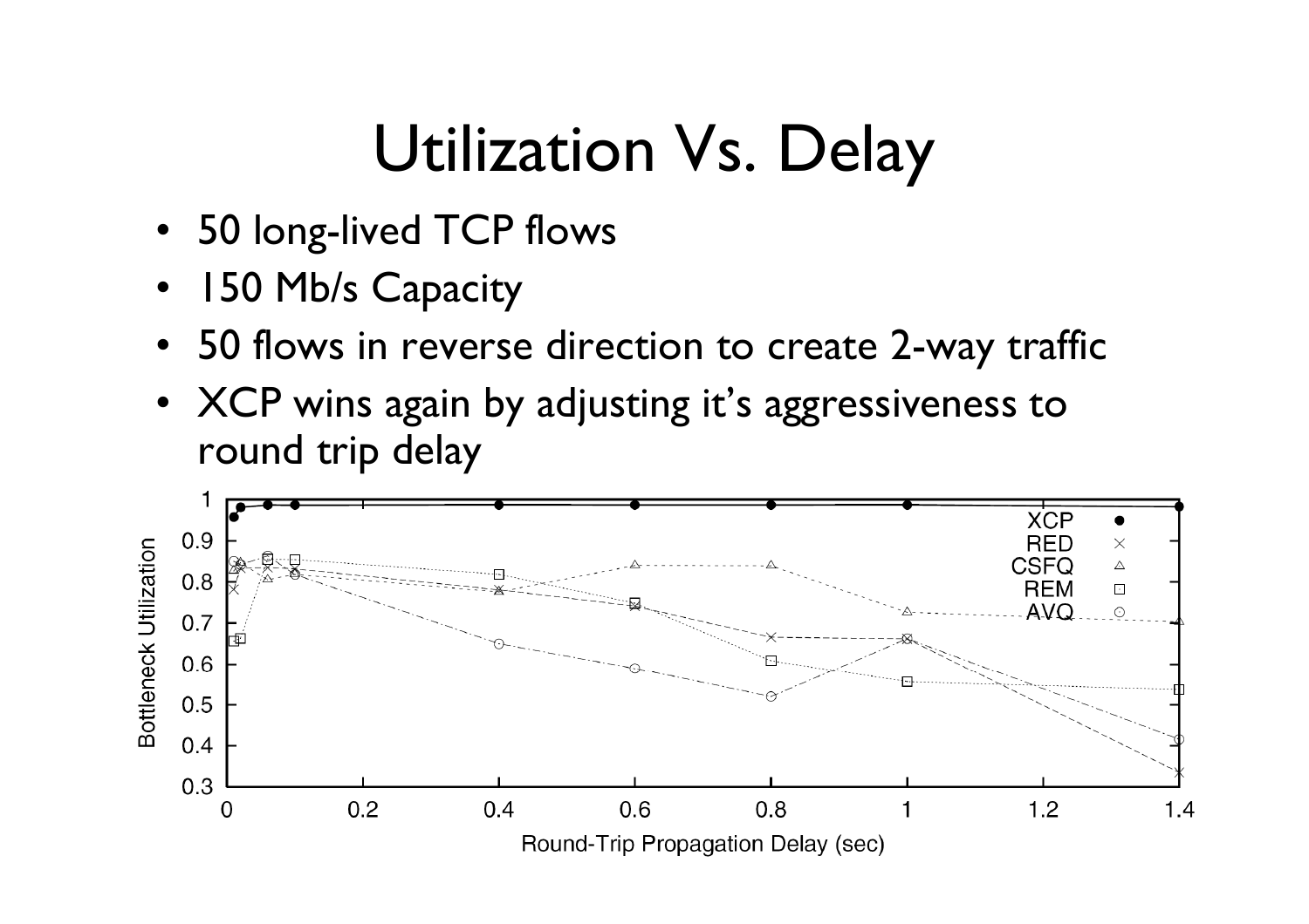# Utilization Vs. Delay

- 50 long-lived TCP flows
- 150 Mb/s Capacity
- 50 flows in reverse direction to create 2-way traffic
- XCP wins again by adjusting it's aggressiveness to round trip delay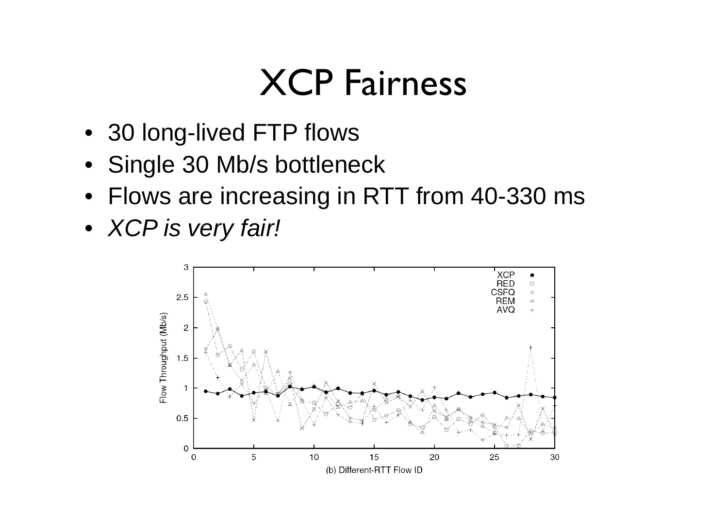# XCP Fairness

- 30 long-lived FTP flows
- Single 30 Mb/s bottleneck
- Flows are increasing in RTT from 40-330 ms
- *XCP is very fair!*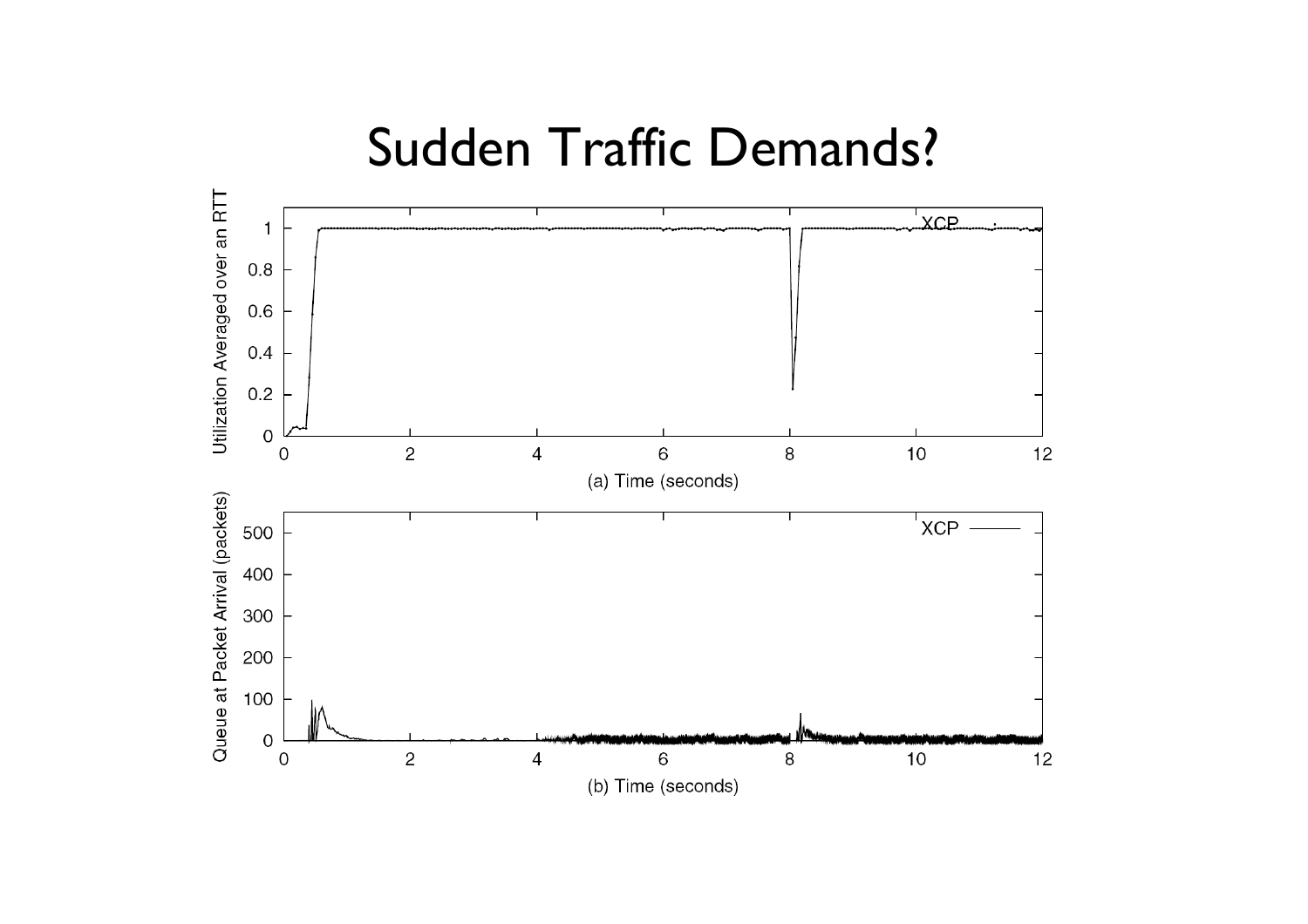# Sudden Traffic Demands?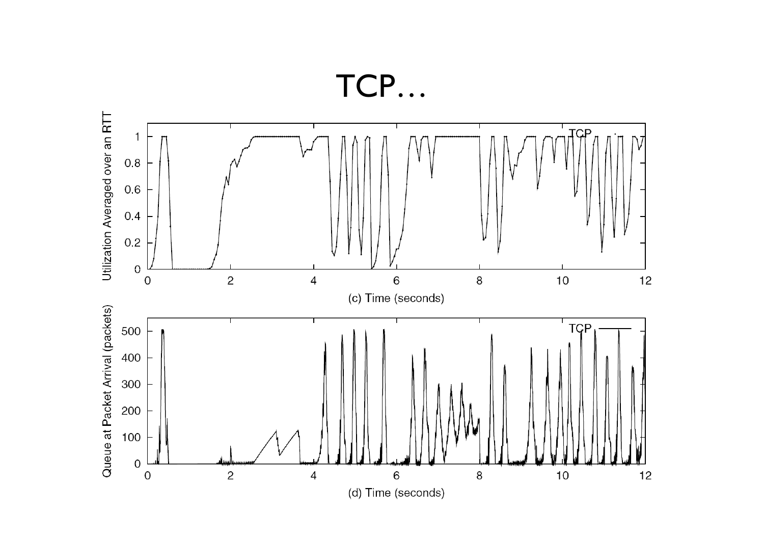# TCP…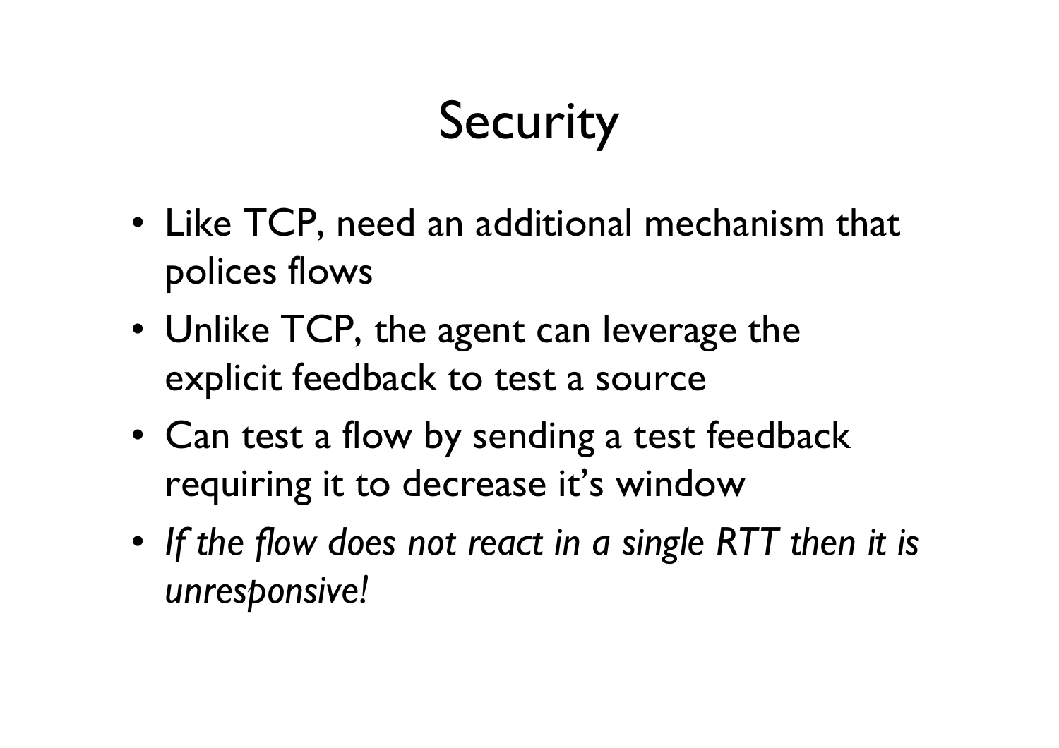# Security

- Like TCP, need an additional mechanism that polices flows
- Unlike TCP, the agent can leverage the explicit feedback to test a source
- Can test a flow by sending a test feedback requiring it to decrease it's window
- *If the flow does not react in a single RTT then it is unresponsive!*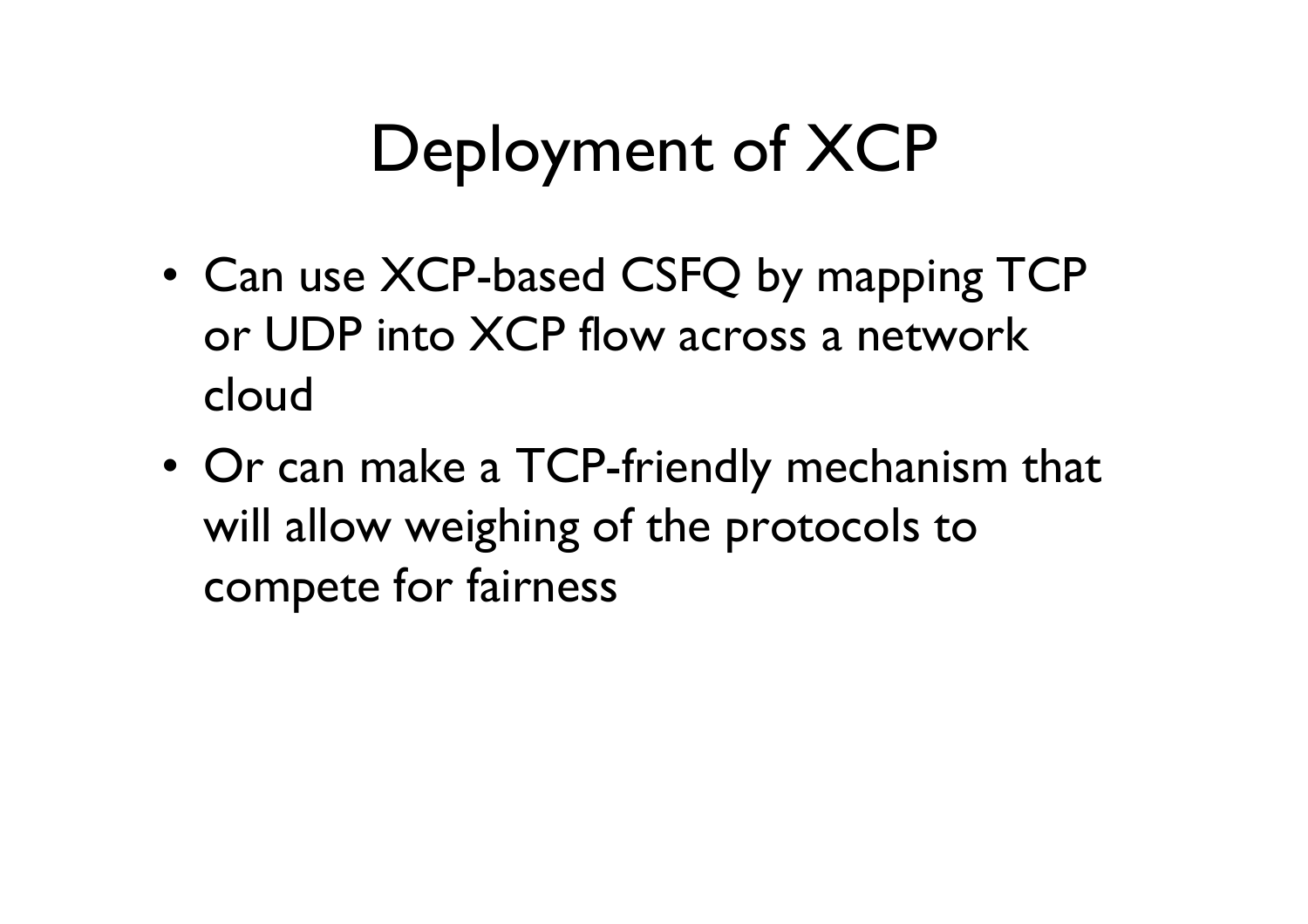# Deployment of XCP

- Can use XCP-based CSFQ by mapping TCP or UDP into XCP flow across a network cloud
- Or can make a TCP-friendly mechanism that will allow weighing of the protocols to compete for fairness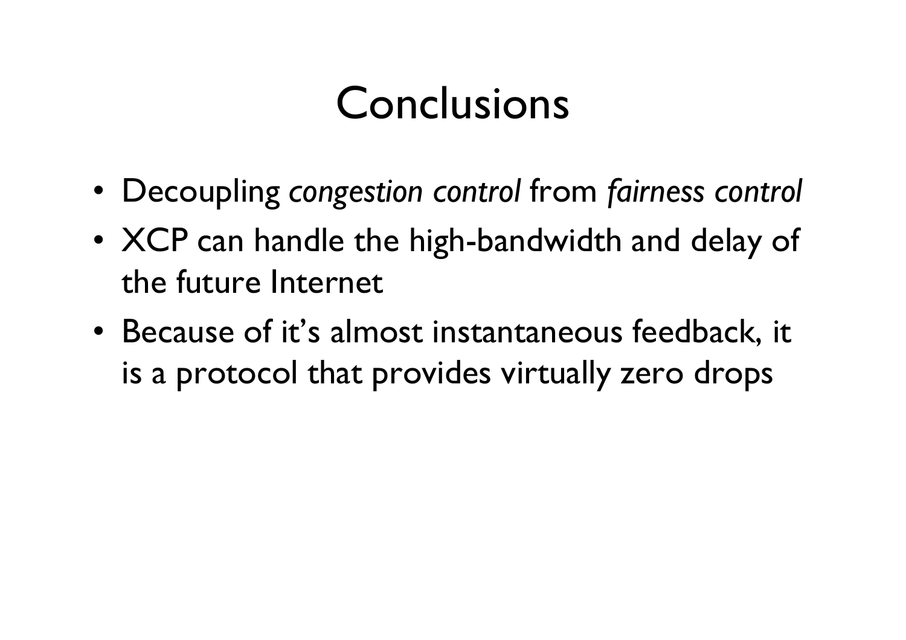# Conclusions

- Decoupling *congestion control* from *fairness control*
- XCP can handle the high-bandwidth and delay of the future Internet
- Because of it's almost instantaneous feedback, it is a protocol that provides virtually zero drops